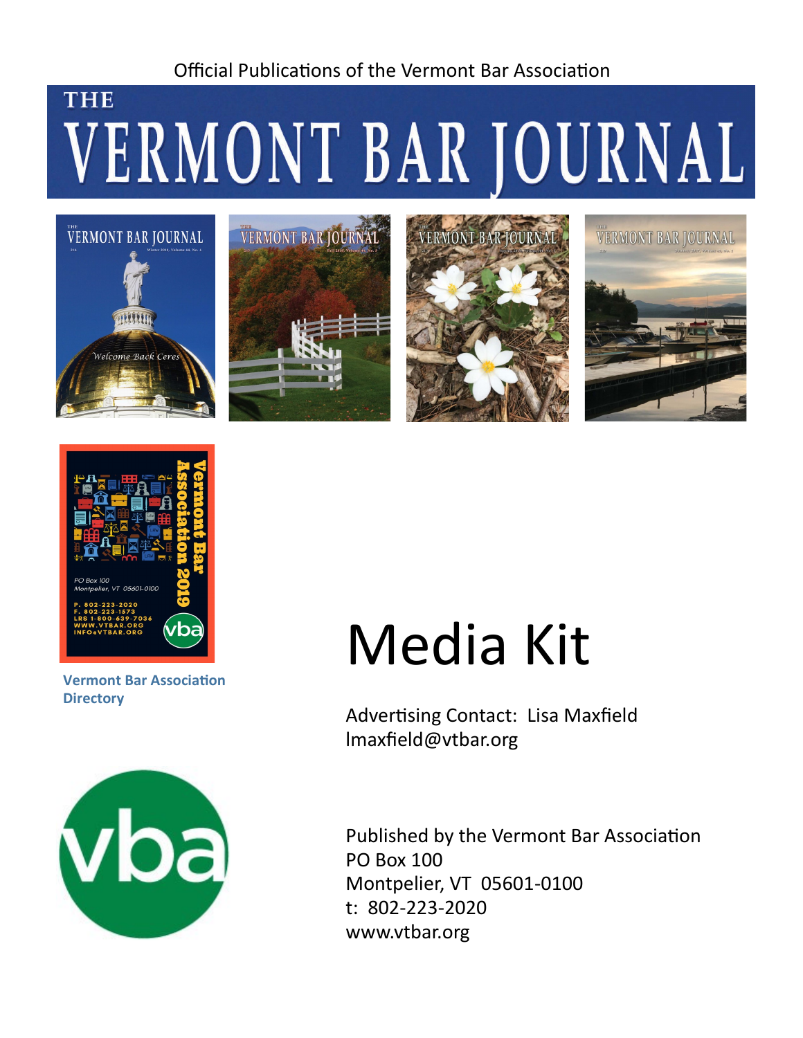Official Publications of the Vermont Bar Association

# THE VERMONT BAR JOURNAL

**Vermont Bar Association Directory**

# Media Kit

Advertising Contact: Lisa Maxfield
lmaxfield@vtbar.org

Published by the Vermont Bar Association
PO Box 100
Montpelier, VT 05601-0100
t: 802-223-2020
www.vtbar.org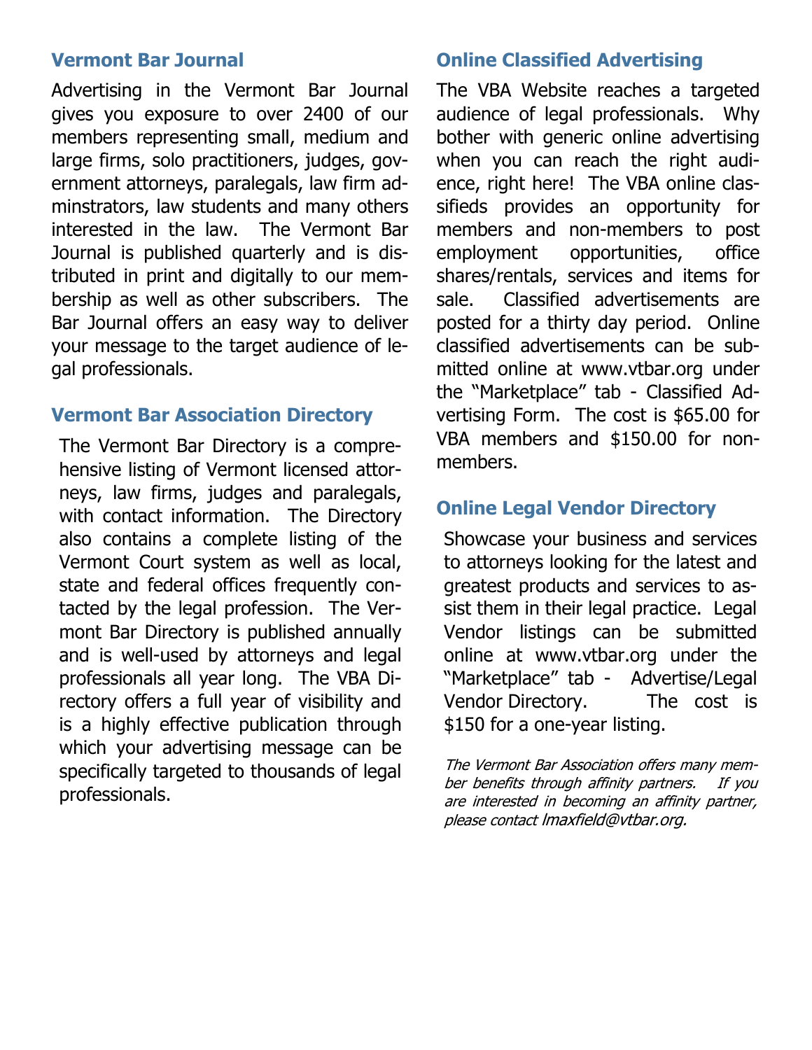## Vermont Bar Journal

Advertising in the Vermont Bar Journal gives you exposure to over 2400 of our members representing small, medium and large firms, solo practitioners, judges, government attorneys, paralegals, law firm adminstrators, law students and many others interested in the law. The Vermont Bar Journal is published quarterly and is distributed in print and digitally to our membership as well as other subscribers. The Bar Journal offers an easy way to deliver your message to the target audience of legal professionals.

## Vermont Bar Association Directory

The Vermont Bar Directory is a comprehensive listing of Vermont licensed attorneys, law firms, judges and paralegals, with contact information. The Directory also contains a complete listing of the Vermont Court system as well as local, state and federal offices frequently contacted by the legal profession. The Vermont Bar Directory is published annually and is well-used by attorneys and legal professionals all year long. The VBA Directory offers a full year of visibility and is a highly effective publication through which your advertising message can be specifically targeted to thousands of legal professionals.

## Online Classified Advertising

The VBA Website reaches a targeted audience of legal professionals. Why bother with generic online advertising when you can reach the right audience, right here! The VBA online classifieds provides an opportunity for members and non-members to post employment opportunities, office shares/rentals, services and items for sale. Classified advertisements are posted for a thirty day period. Online classified advertisements can be submitted online at www.vtbar.org under the "Marketplace" tab - Classified Advertising Form. The cost is $65.00 for VBA members and $150.00 for non-members.

## Online Legal Vendor Directory

Showcase your business and services to attorneys looking for the latest and greatest products and services to assist them in their legal practice. Legal Vendor listings can be submitted online at www.vtbar.org under the "Marketplace" tab - Advertise/Legal Vendor Directory. The cost is $150 for a one-year listing.

*The Vermont Bar Association offers many member benefits through affinity partners. If you are interested in becoming an affinity partner, please contact lmaxfield@vtbar.org.*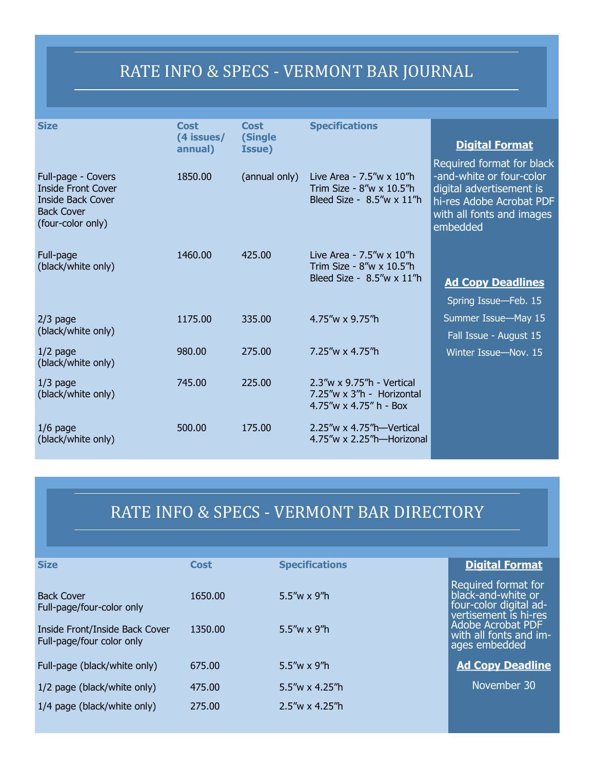## RATE INFO & SPECS - VERMONT BAR JOURNAL

| Size | Cost (4 issues/ annual) | Cost (Single Issue) | Specifications |
|---|---|---|---|
| Full-page - Covers<br>Inside Front Cover<br>Inside Back Cover<br>Back Cover<br>(four-color only) | 1850.00 | (annual only) | Live Area - 7.5"w x 10"h<br>Trim Size - 8"w x 10.5"h<br>Bleed Size - 8.5"w x 11"h |
| Full-page<br>(black/white only) | 1460.00 | 425.00 | Live Area - 7.5"w x 10"h<br>Trim Size - 8"w x 10.5"h<br>Bleed Size - 8.5"w x 11"h |
| 2/3 page<br>(black/white only) | 1175.00 | 335.00 | 4.75"w x 9.75"h |
| 1/2 page<br>(black/white only) | 980.00 | 275.00 | 7.25"w x 4.75"h |
| 1/3 page<br>(black/white only) | 745.00 | 225.00 | 2.3"w x 9.75"h - Vertical<br>7.25"w x 3"h - Horizontal<br>4.75"w x 4.75" h - Box |
| 1/6 page<br>(black/white only) | 500.00 | 175.00 | 2.25"w x 4.75"h—Vertical<br>4.75"w x 2.25"h—Horizonal |

**Digital Format**

Required format for black-and-white or four-color digital advertisement is hi-res Adobe Acrobat PDF with all fonts and images embedded

**Ad Copy Deadlines**

Spring Issue—Feb. 15

Summer Issue—May 15

Fall Issue - August 15

Winter Issue—Nov. 15

## RATE INFO & SPECS - VERMONT BAR DIRECTORY

| Size | Cost | Specifications |
|---|---|---|
| Back Cover<br>Full-page/four-color only | 1650.00 | 5.5"w x 9"h |
| Inside Front/Inside Back Cover<br>Full-page/four color only | 1350.00 | 5.5"w x 9"h |
| Full-page (black/white only) | 675.00 | 5.5"w x 9"h |
| 1/2 page (black/white only) | 475.00 | 5.5"w x 4.25"h |
| 1/4 page (black/white only) | 275.00 | 2.5"w x 4.25"h |

**Digital Format**

Required format for black-and-white or four-color digital advertisement is hi-res Adobe Acrobat PDF with all fonts and images embedded

**Ad Copy Deadline**

November 30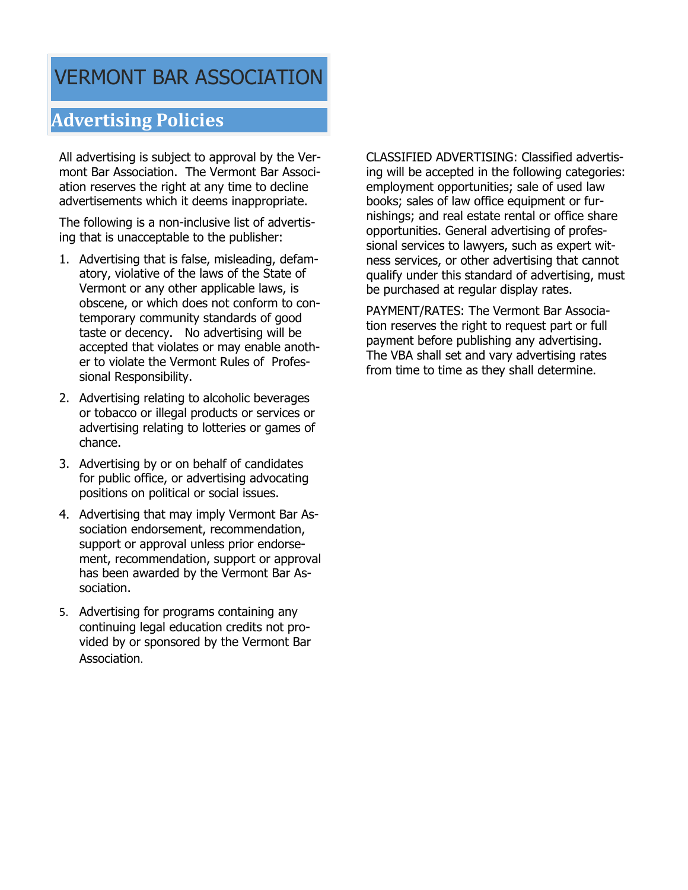# VERMONT BAR ASSOCIATION

## Advertising Policies

All advertising is subject to approval by the Vermont Bar Association. The Vermont Bar Association reserves the right at any time to decline advertisements which it deems inappropriate.

The following is a non-inclusive list of advertising that is unacceptable to the publisher:

1. Advertising that is false, misleading, defamatory, violative of the laws of the State of Vermont or any other applicable laws, is obscene, or which does not conform to contemporary community standards of good taste or decency. No advertising will be accepted that violates or may enable another to violate the Vermont Rules of Professional Responsibility.
2. Advertising relating to alcoholic beverages or tobacco or illegal products or services or advertising relating to lotteries or games of chance.
3. Advertising by or on behalf of candidates for public office, or advertising advocating positions on political or social issues.
4. Advertising that may imply Vermont Bar Association endorsement, recommendation, support or approval unless prior endorsement, recommendation, support or approval has been awarded by the Vermont Bar Association.
5. Advertising for programs containing any continuing legal education credits not provided by or sponsored by the Vermont Bar Association.

CLASSIFIED ADVERTISING: Classified advertising will be accepted in the following categories: employment opportunities; sale of used law books; sales of law office equipment or furnishings; and real estate rental or office share opportunities. General advertising of professional services to lawyers, such as expert witness services, or other advertising that cannot qualify under this standard of advertising, must be purchased at regular display rates.

PAYMENT/RATES: The Vermont Bar Association reserves the right to request part or full payment before publishing any advertising. The VBA shall set and vary advertising rates from time to time as they shall determine.